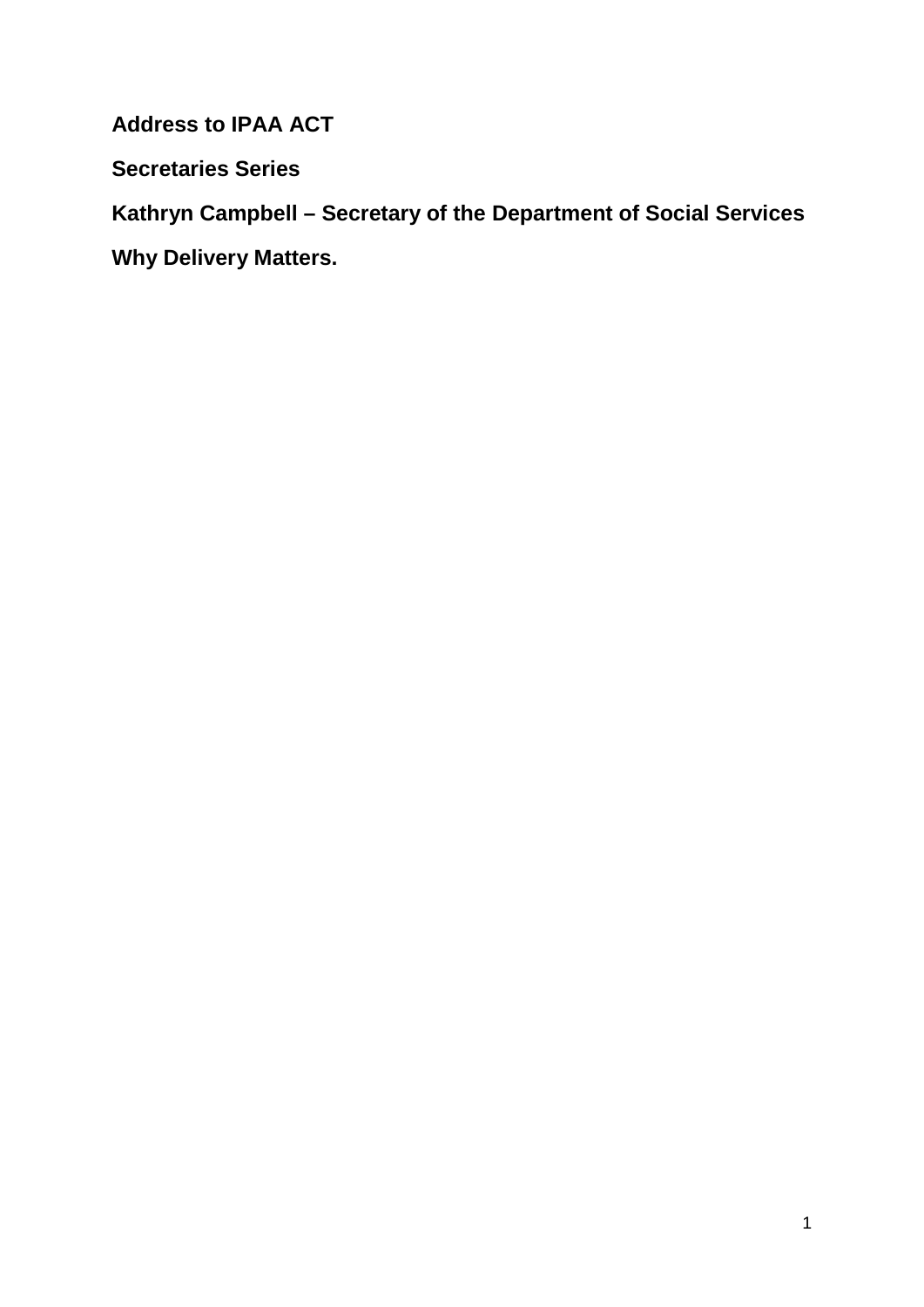**Address to IPAA ACT**

**Secretaries Series**

**Kathryn Campbell – Secretary of the Department of Social Services**

**Why Delivery Matters.**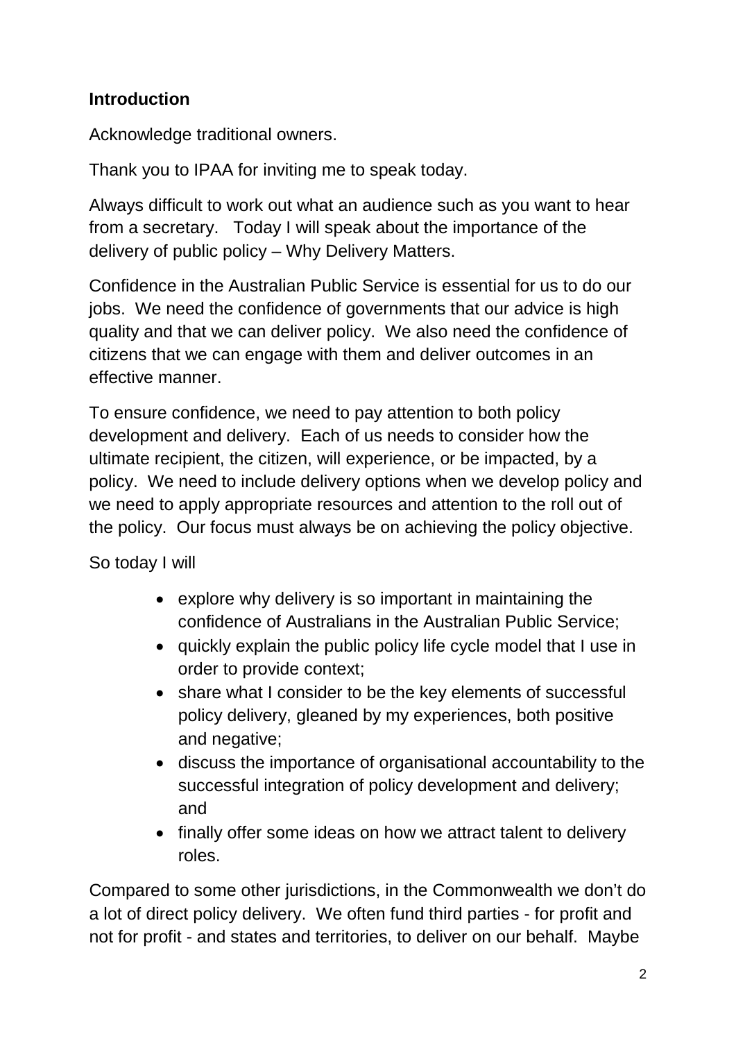**Introduction**

Acknowledge traditional owners.

Thank you to IPAA for inviting me to speak today.

Always difficult to work out what an audience such as you want to hear from a secretary. Today I will speak about the importance of the delivery of public policy – Why Delivery Matters.

Confidence in the Australian Public Service is essential for us to do our jobs. We need the confidence of governments that our advice is high quality and that we can deliver policy. We also need the confidence of citizens that we can engage with them and deliver outcomes in an effective manner.

To ensure confidence, we need to pay attention to both policy development and delivery. Each of us needs to consider how the ultimate recipient, the citizen, will experience, or be impacted, by a policy. We need to include delivery options when we develop policy and we need to apply appropriate resources and attention to the roll out of the policy. Our focus must always be on achieving the policy objective.

So today I will

- explore why delivery is so important in maintaining the confidence of Australians in the Australian Public Service;
- quickly explain the public policy life cycle model that I use in order to provide context;
- share what I consider to be the key elements of successful policy delivery, gleaned by my experiences, both positive and negative;
- discuss the importance of organisational accountability to the successful integration of policy development and delivery; and
- finally offer some ideas on how we attract talent to delivery roles.

Compared to some other jurisdictions, in the Commonwealth we don't do a lot of direct policy delivery. We often fund third parties - for profit and not for profit - and states and territories, to deliver on our behalf. Maybe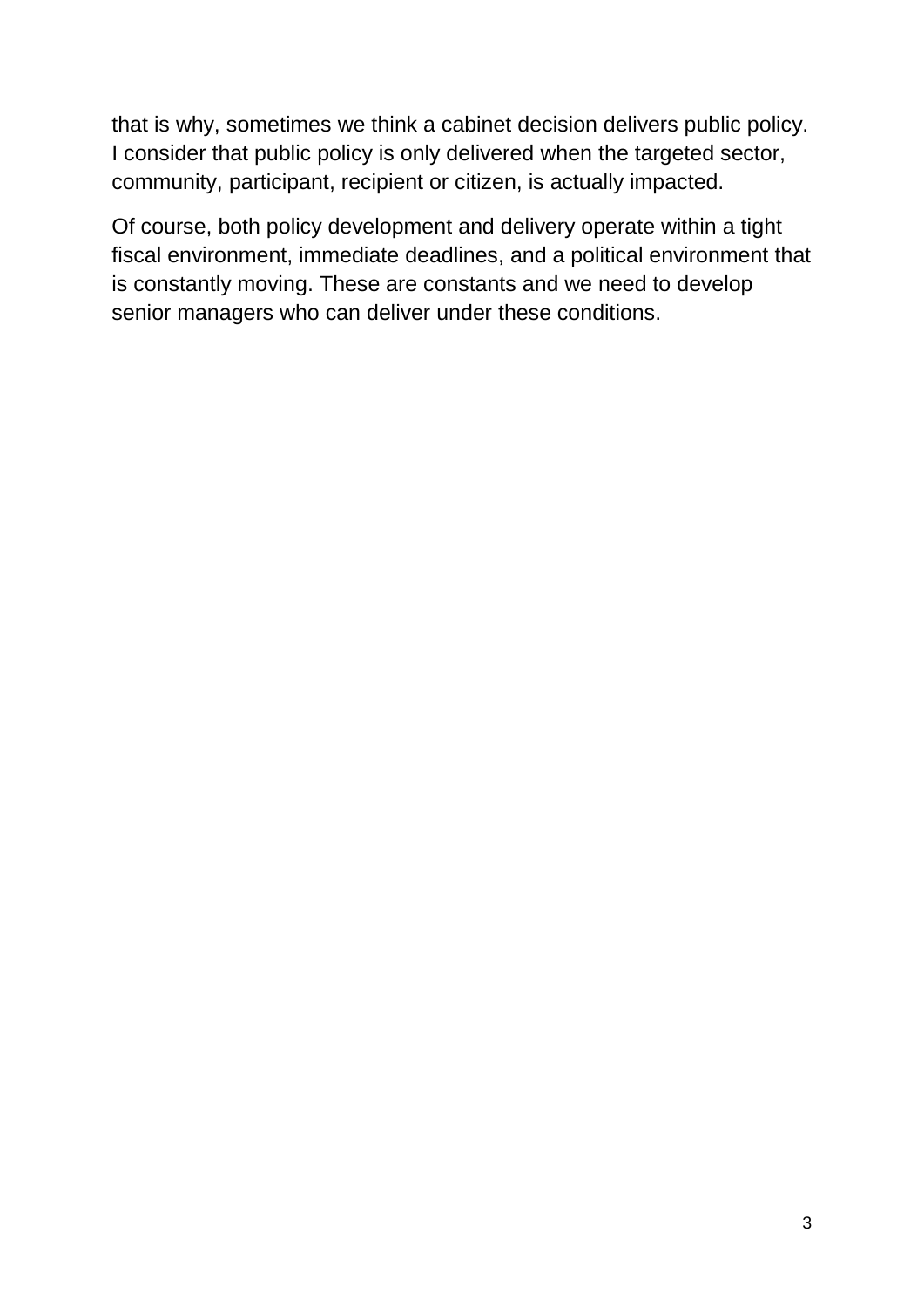that is why, sometimes we think a cabinet decision delivers public policy. I consider that public policy is only delivered when the targeted sector, community, participant, recipient or citizen, is actually impacted.

Of course, both policy development and delivery operate within a tight fiscal environment, immediate deadlines, and a political environment that is constantly moving. These are constants and we need to develop senior managers who can deliver under these conditions.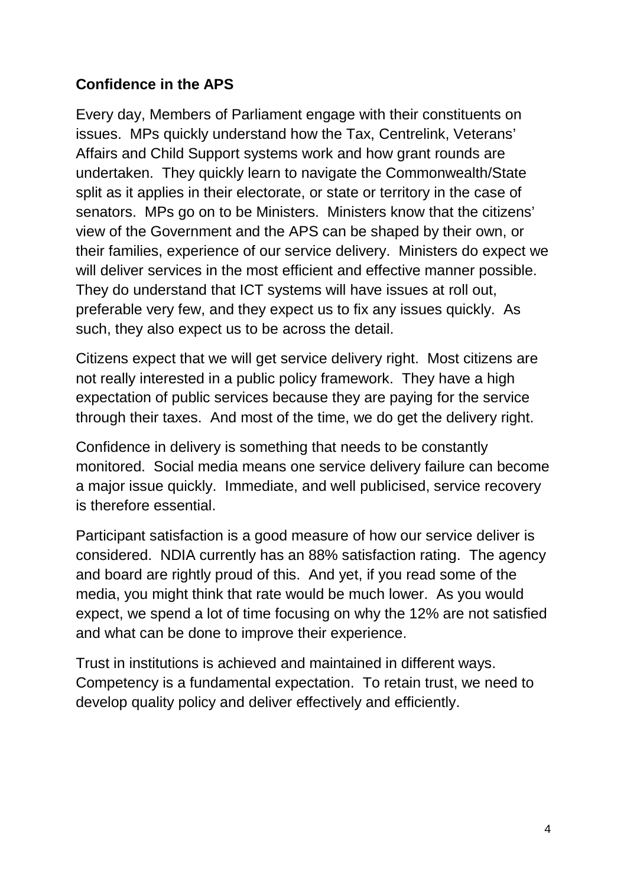**Confidence in the APS**

Every day, Members of Parliament engage with their constituents on issues. MPs quickly understand how the Tax, Centrelink, Veterans' Affairs and Child Support systems work and how grant rounds are undertaken. They quickly learn to navigate the Commonwealth/State split as it applies in their electorate, or state or territory in the case of senators. MPs go on to be Ministers. Ministers know that the citizens' view of the Government and the APS can be shaped by their own, or their families, experience of our service delivery. Ministers do expect we will deliver services in the most efficient and effective manner possible. They do understand that ICT systems will have issues at roll out, preferable very few, and they expect us to fix any issues quickly. As such, they also expect us to be across the detail.

Citizens expect that we will get service delivery right. Most citizens are not really interested in a public policy framework. They have a high expectation of public services because they are paying for the service through their taxes. And most of the time, we do get the delivery right.

Confidence in delivery is something that needs to be constantly monitored. Social media means one service delivery failure can become a major issue quickly. Immediate, and well publicised, service recovery is therefore essential.

Participant satisfaction is a good measure of how our service deliver is considered. NDIA currently has an 88% satisfaction rating. The agency and board are rightly proud of this. And yet, if you read some of the media, you might think that rate would be much lower. As you would expect, we spend a lot of time focusing on why the 12% are not satisfied and what can be done to improve their experience.

Trust in institutions is achieved and maintained in different ways. Competency is a fundamental expectation. To retain trust, we need to develop quality policy and deliver effectively and efficiently.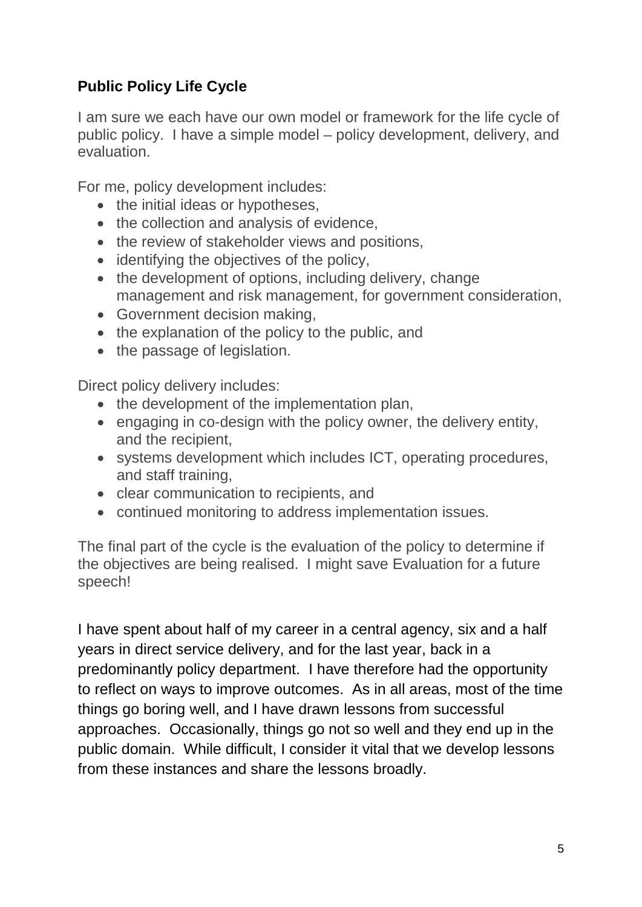**Public Policy Life Cycle**

I am sure we each have our own model or framework for the life cycle of public policy. I have a simple model – policy development, delivery, and evaluation.

For me, policy development includes:

- the initial ideas or hypotheses,
- the collection and analysis of evidence,
- the review of stakeholder views and positions,
- identifying the objectives of the policy,
- the development of options, including delivery, change management and risk management, for government consideration,
- Government decision making,
- the explanation of the policy to the public, and
- the passage of legislation.

Direct policy delivery includes:

- the development of the implementation plan,
- engaging in co-design with the policy owner, the delivery entity, and the recipient,
- systems development which includes ICT, operating procedures, and staff training,
- clear communication to recipients, and
- continued monitoring to address implementation issues.

The final part of the cycle is the evaluation of the policy to determine if the objectives are being realised. I might save Evaluation for a future speech!

I have spent about half of my career in a central agency, six and a half years in direct service delivery, and for the last year, back in a predominantly policy department. I have therefore had the opportunity to reflect on ways to improve outcomes. As in all areas, most of the time things go boring well, and I have drawn lessons from successful approaches. Occasionally, things go not so well and they end up in the public domain. While difficult, I consider it vital that we develop lessons from these instances and share the lessons broadly.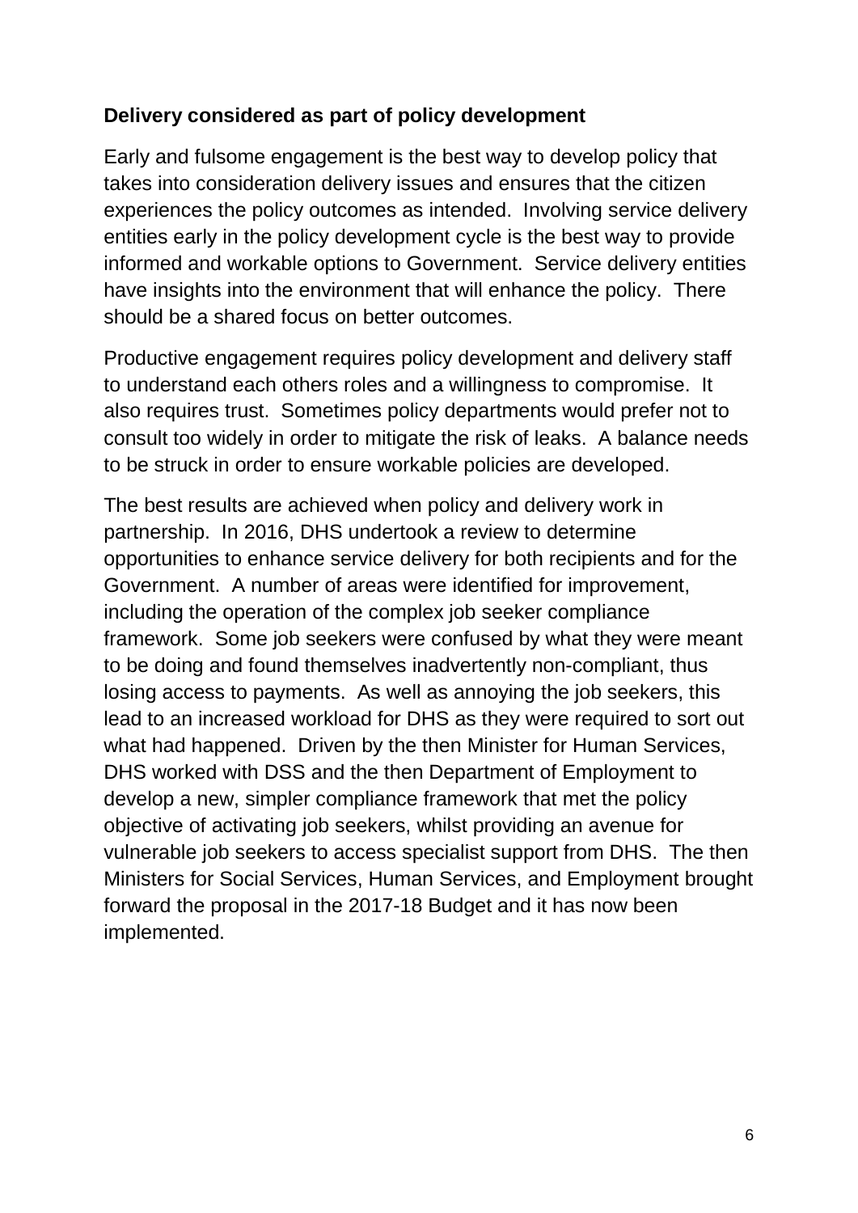**Delivery considered as part of policy development**

Early and fulsome engagement is the best way to develop policy that takes into consideration delivery issues and ensures that the citizen experiences the policy outcomes as intended. Involving service delivery entities early in the policy development cycle is the best way to provide informed and workable options to Government. Service delivery entities have insights into the environment that will enhance the policy. There should be a shared focus on better outcomes.

Productive engagement requires policy development and delivery staff to understand each others roles and a willingness to compromise. It also requires trust. Sometimes policy departments would prefer not to consult too widely in order to mitigate the risk of leaks. A balance needs to be struck in order to ensure workable policies are developed.

The best results are achieved when policy and delivery work in partnership. In 2016, DHS undertook a review to determine opportunities to enhance service delivery for both recipients and for the Government. A number of areas were identified for improvement, including the operation of the complex job seeker compliance framework. Some job seekers were confused by what they were meant to be doing and found themselves inadvertently non-compliant, thus losing access to payments. As well as annoying the job seekers, this lead to an increased workload for DHS as they were required to sort out what had happened. Driven by the then Minister for Human Services, DHS worked with DSS and the then Department of Employment to develop a new, simpler compliance framework that met the policy objective of activating job seekers, whilst providing an avenue for vulnerable job seekers to access specialist support from DHS. The then Ministers for Social Services, Human Services, and Employment brought forward the proposal in the 2017-18 Budget and it has now been implemented.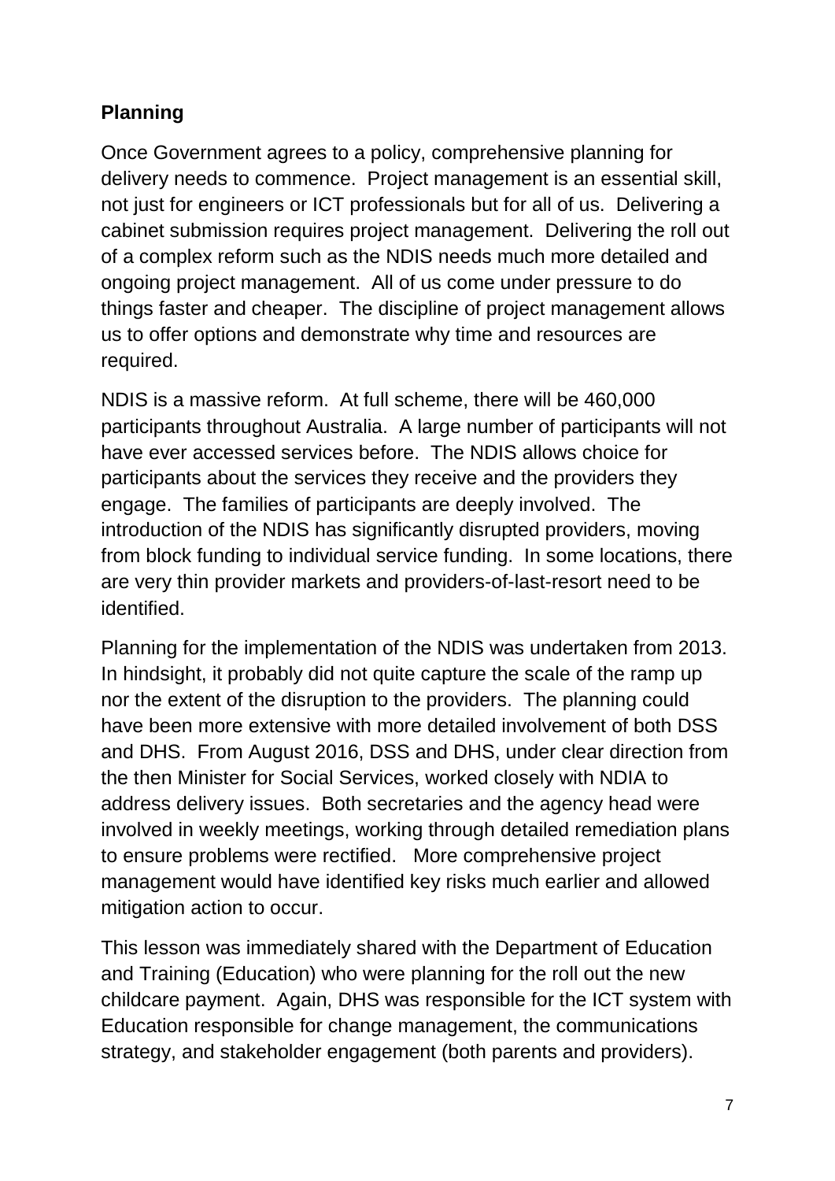**Planning**

Once Government agrees to a policy, comprehensive planning for delivery needs to commence. Project management is an essential skill, not just for engineers or ICT professionals but for all of us. Delivering a cabinet submission requires project management. Delivering the roll out of a complex reform such as the NDIS needs much more detailed and ongoing project management. All of us come under pressure to do things faster and cheaper. The discipline of project management allows us to offer options and demonstrate why time and resources are required.

NDIS is a massive reform. At full scheme, there will be 460,000 participants throughout Australia. A large number of participants will not have ever accessed services before. The NDIS allows choice for participants about the services they receive and the providers they engage. The families of participants are deeply involved. The introduction of the NDIS has significantly disrupted providers, moving from block funding to individual service funding. In some locations, there are very thin provider markets and providers-of-last-resort need to be identified.

Planning for the implementation of the NDIS was undertaken from 2013. In hindsight, it probably did not quite capture the scale of the ramp up nor the extent of the disruption to the providers. The planning could have been more extensive with more detailed involvement of both DSS and DHS. From August 2016, DSS and DHS, under clear direction from the then Minister for Social Services, worked closely with NDIA to address delivery issues. Both secretaries and the agency head were involved in weekly meetings, working through detailed remediation plans to ensure problems were rectified. More comprehensive project management would have identified key risks much earlier and allowed mitigation action to occur.

This lesson was immediately shared with the Department of Education and Training (Education) who were planning for the roll out the new childcare payment. Again, DHS was responsible for the ICT system with Education responsible for change management, the communications strategy, and stakeholder engagement (both parents and providers).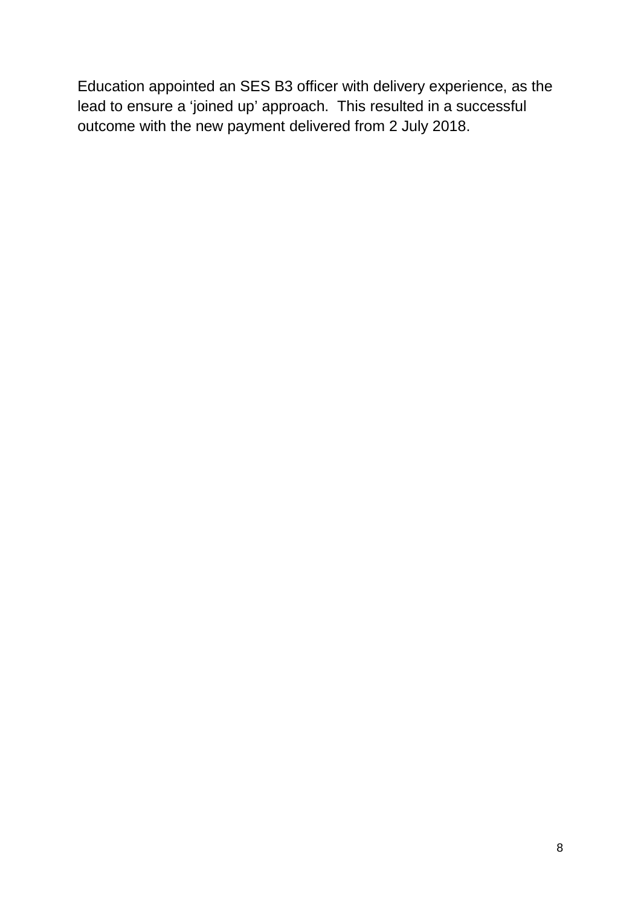Education appointed an SES B3 officer with delivery experience, as the lead to ensure a 'joined up' approach.  This resulted in a successful outcome with the new payment delivered from 2 July 2018.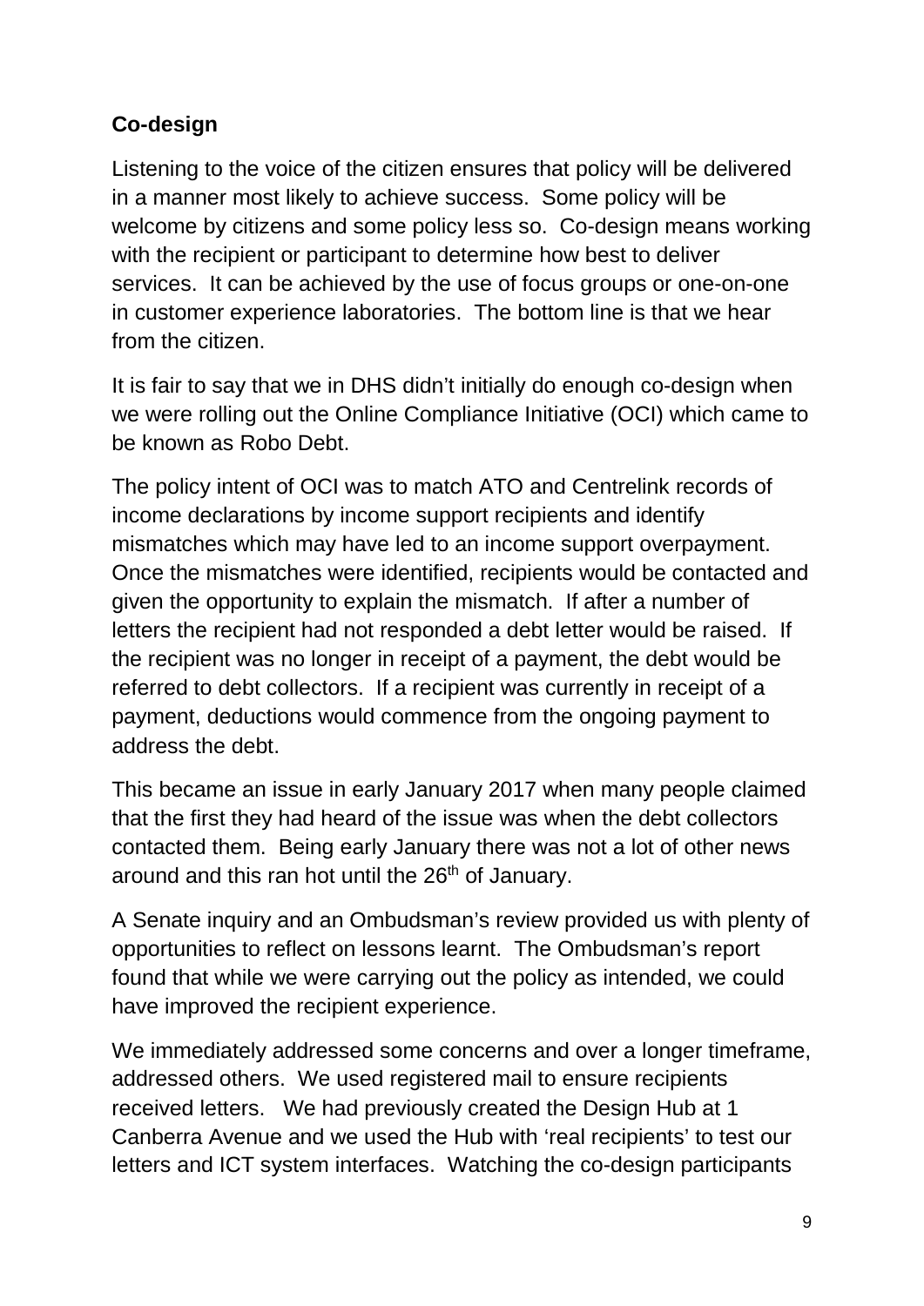**Co-design**

Listening to the voice of the citizen ensures that policy will be delivered in a manner most likely to achieve success. Some policy will be welcome by citizens and some policy less so. Co-design means working with the recipient or participant to determine how best to deliver services. It can be achieved by the use of focus groups or one-on-one in customer experience laboratories. The bottom line is that we hear from the citizen.

It is fair to say that we in DHS didn't initially do enough co-design when we were rolling out the Online Compliance Initiative (OCI) which came to be known as Robo Debt.

The policy intent of OCI was to match ATO and Centrelink records of income declarations by income support recipients and identify mismatches which may have led to an income support overpayment. Once the mismatches were identified, recipients would be contacted and given the opportunity to explain the mismatch. If after a number of letters the recipient had not responded a debt letter would be raised. If the recipient was no longer in receipt of a payment, the debt would be referred to debt collectors. If a recipient was currently in receipt of a payment, deductions would commence from the ongoing payment to address the debt.

This became an issue in early January 2017 when many people claimed that the first they had heard of the issue was when the debt collectors contacted them. Being early January there was not a lot of other news around and this ran hot until the 26th of January.

A Senate inquiry and an Ombudsman's review provided us with plenty of opportunities to reflect on lessons learnt. The Ombudsman's report found that while we were carrying out the policy as intended, we could have improved the recipient experience.

We immediately addressed some concerns and over a longer timeframe, addressed others. We used registered mail to ensure recipients received letters. We had previously created the Design Hub at 1 Canberra Avenue and we used the Hub with 'real recipients' to test our letters and ICT system interfaces. Watching the co-design participants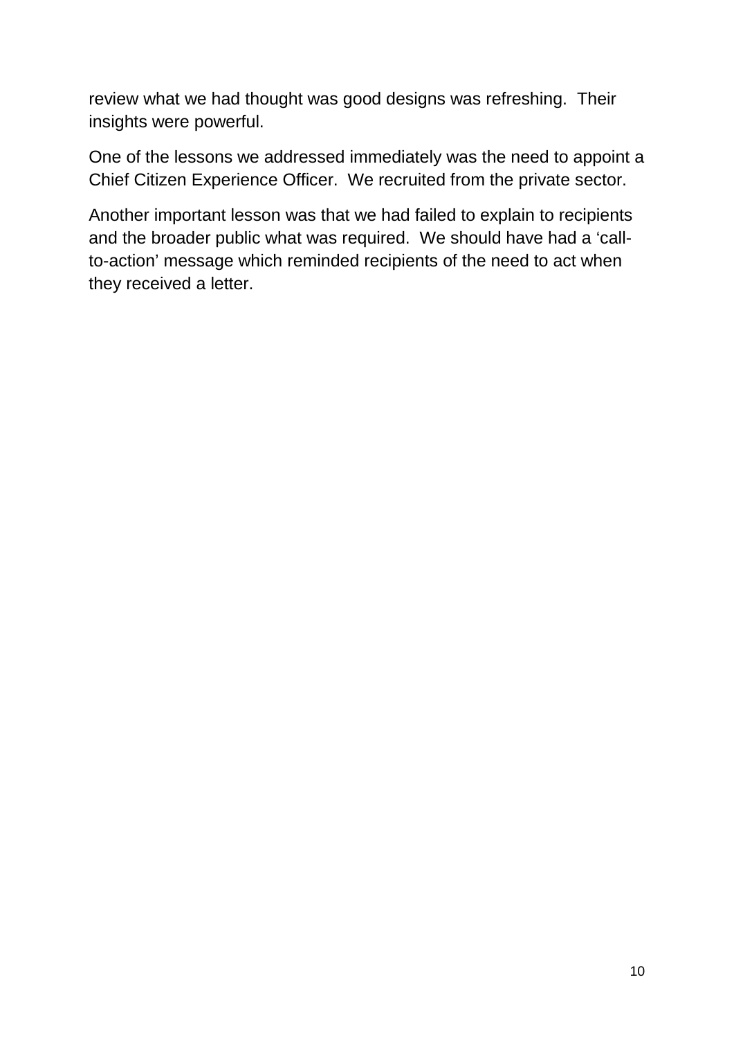review what we had thought was good designs was refreshing.  Their insights were powerful.

One of the lessons we addressed immediately was the need to appoint a Chief Citizen Experience Officer.  We recruited from the private sector.

Another important lesson was that we had failed to explain to recipients and the broader public what was required.  We should have had a 'call-to-action' message which reminded recipients of the need to act when they received a letter.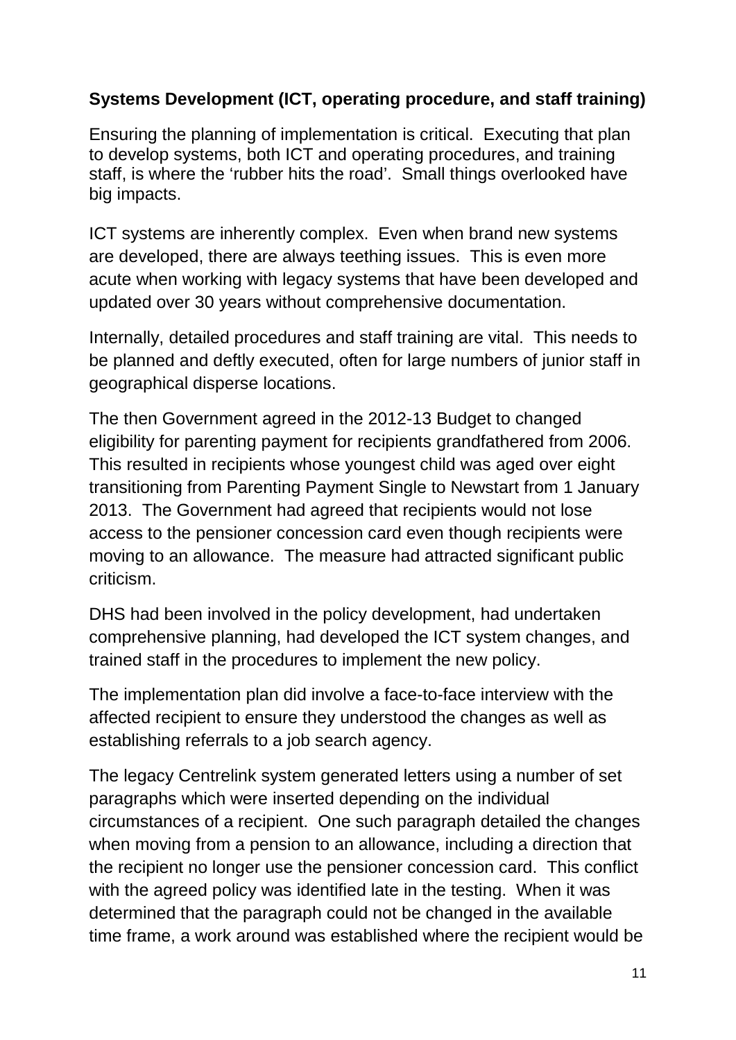**Systems Development (ICT, operating procedure, and staff training)**

Ensuring the planning of implementation is critical. Executing that plan to develop systems, both ICT and operating procedures, and training staff, is where the 'rubber hits the road'. Small things overlooked have big impacts.

ICT systems are inherently complex. Even when brand new systems are developed, there are always teething issues. This is even more acute when working with legacy systems that have been developed and updated over 30 years without comprehensive documentation.

Internally, detailed procedures and staff training are vital. This needs to be planned and deftly executed, often for large numbers of junior staff in geographical disperse locations.

The then Government agreed in the 2012-13 Budget to changed eligibility for parenting payment for recipients grandfathered from 2006. This resulted in recipients whose youngest child was aged over eight transitioning from Parenting Payment Single to Newstart from 1 January 2013. The Government had agreed that recipients would not lose access to the pensioner concession card even though recipients were moving to an allowance. The measure had attracted significant public criticism.

DHS had been involved in the policy development, had undertaken comprehensive planning, had developed the ICT system changes, and trained staff in the procedures to implement the new policy.

The implementation plan did involve a face-to-face interview with the affected recipient to ensure they understood the changes as well as establishing referrals to a job search agency.

The legacy Centrelink system generated letters using a number of set paragraphs which were inserted depending on the individual circumstances of a recipient. One such paragraph detailed the changes when moving from a pension to an allowance, including a direction that the recipient no longer use the pensioner concession card. This conflict with the agreed policy was identified late in the testing. When it was determined that the paragraph could not be changed in the available time frame, a work around was established where the recipient would be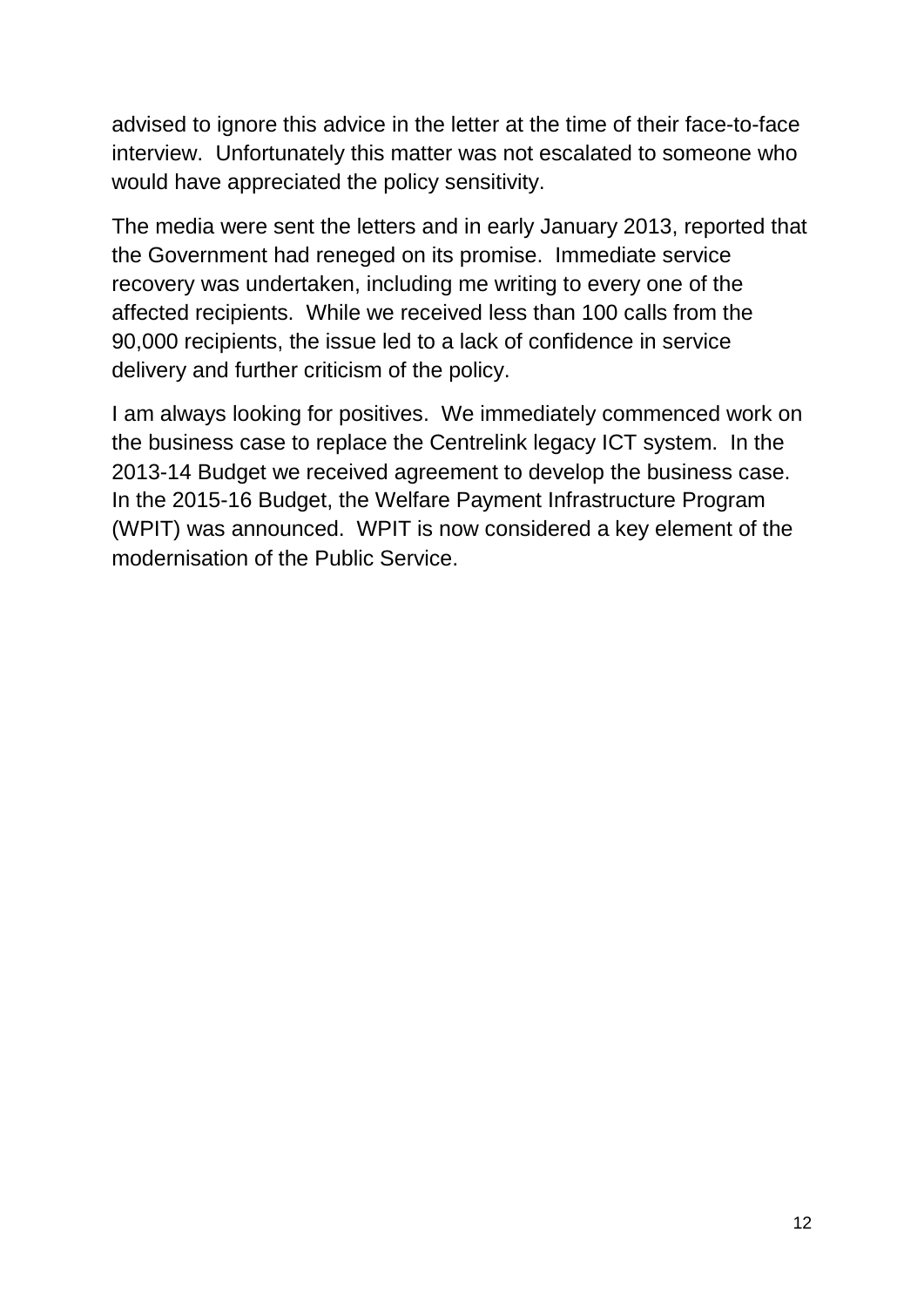advised to ignore this advice in the letter at the time of their face-to-face interview. Unfortunately this matter was not escalated to someone who would have appreciated the policy sensitivity.

The media were sent the letters and in early January 2013, reported that the Government had reneged on its promise. Immediate service recovery was undertaken, including me writing to every one of the affected recipients. While we received less than 100 calls from the 90,000 recipients, the issue led to a lack of confidence in service delivery and further criticism of the policy.

I am always looking for positives. We immediately commenced work on the business case to replace the Centrelink legacy ICT system. In the 2013-14 Budget we received agreement to develop the business case. In the 2015-16 Budget, the Welfare Payment Infrastructure Program (WPIT) was announced. WPIT is now considered a key element of the modernisation of the Public Service.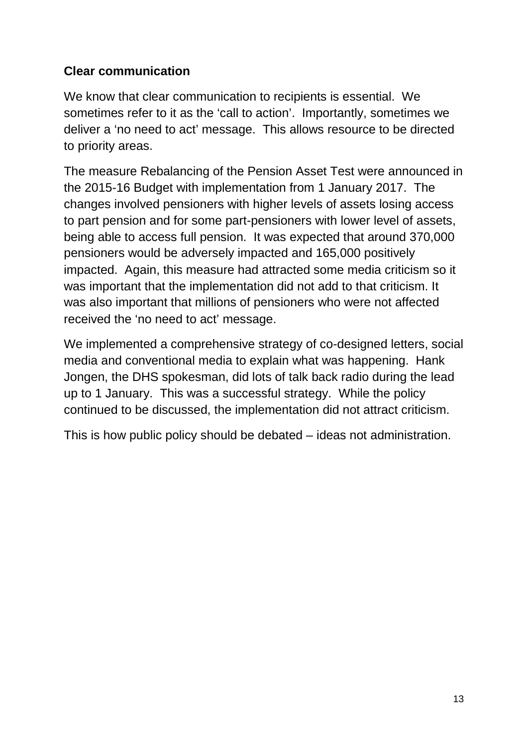**Clear communication**

We know that clear communication to recipients is essential. We sometimes refer to it as the ‘call to action’. Importantly, sometimes we deliver a ‘no need to act’ message. This allows resource to be directed to priority areas.

The measure Rebalancing of the Pension Asset Test were announced in the 2015-16 Budget with implementation from 1 January 2017. The changes involved pensioners with higher levels of assets losing access to part pension and for some part-pensioners with lower level of assets, being able to access full pension. It was expected that around 370,000 pensioners would be adversely impacted and 165,000 positively impacted. Again, this measure had attracted some media criticism so it was important that the implementation did not add to that criticism. It was also important that millions of pensioners who were not affected received the ‘no need to act’ message.

We implemented a comprehensive strategy of co-designed letters, social media and conventional media to explain what was happening. Hank Jongen, the DHS spokesman, did lots of talk back radio during the lead up to 1 January. This was a successful strategy. While the policy continued to be discussed, the implementation did not attract criticism.

This is how public policy should be debated – ideas not administration.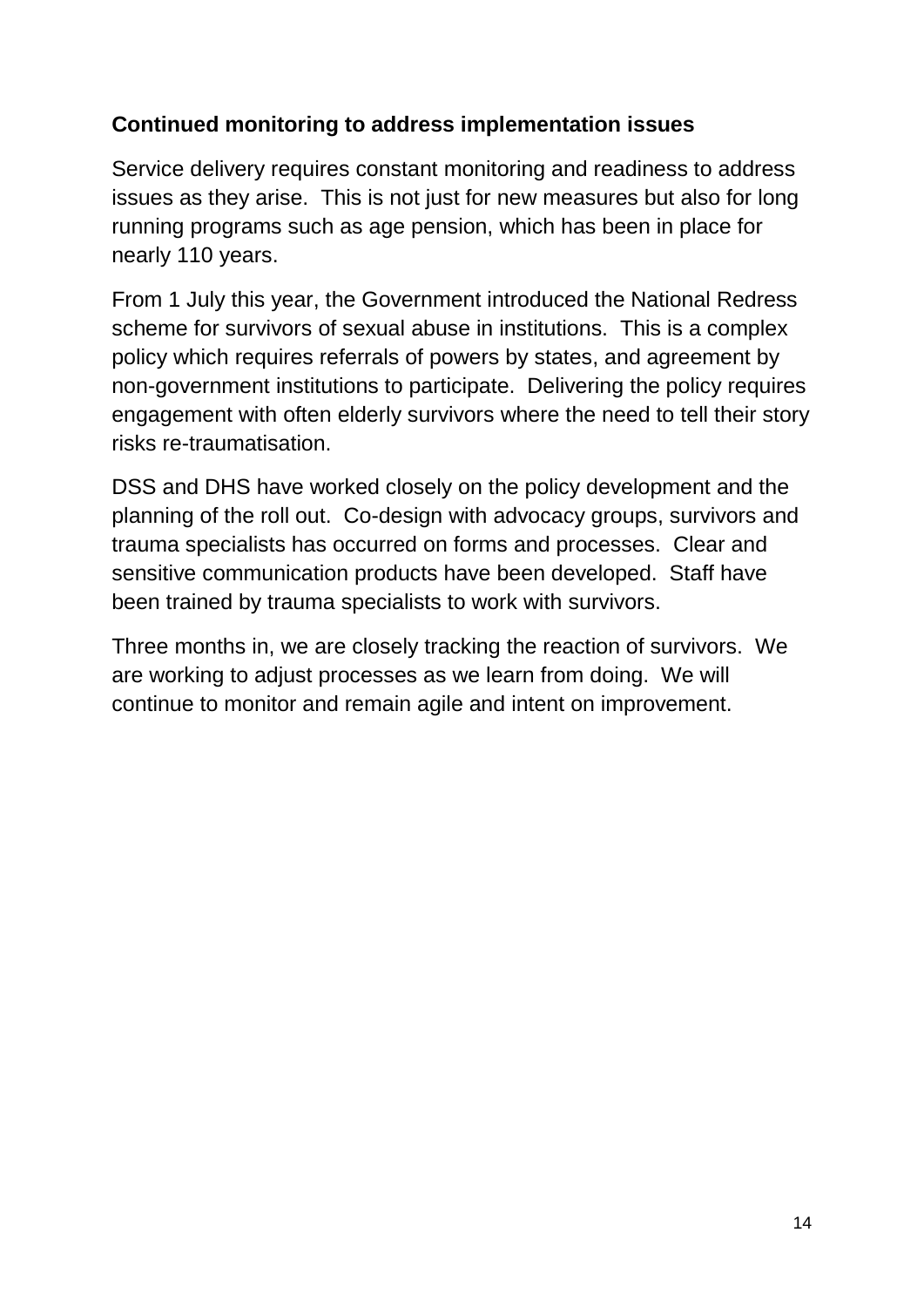**Continued monitoring to address implementation issues**

Service delivery requires constant monitoring and readiness to address issues as they arise. This is not just for new measures but also for long running programs such as age pension, which has been in place for nearly 110 years.

From 1 July this year, the Government introduced the National Redress scheme for survivors of sexual abuse in institutions. This is a complex policy which requires referrals of powers by states, and agreement by non-government institutions to participate. Delivering the policy requires engagement with often elderly survivors where the need to tell their story risks re-traumatisation.

DSS and DHS have worked closely on the policy development and the planning of the roll out. Co-design with advocacy groups, survivors and trauma specialists has occurred on forms and processes. Clear and sensitive communication products have been developed. Staff have been trained by trauma specialists to work with survivors.

Three months in, we are closely tracking the reaction of survivors. We are working to adjust processes as we learn from doing. We will continue to monitor and remain agile and intent on improvement.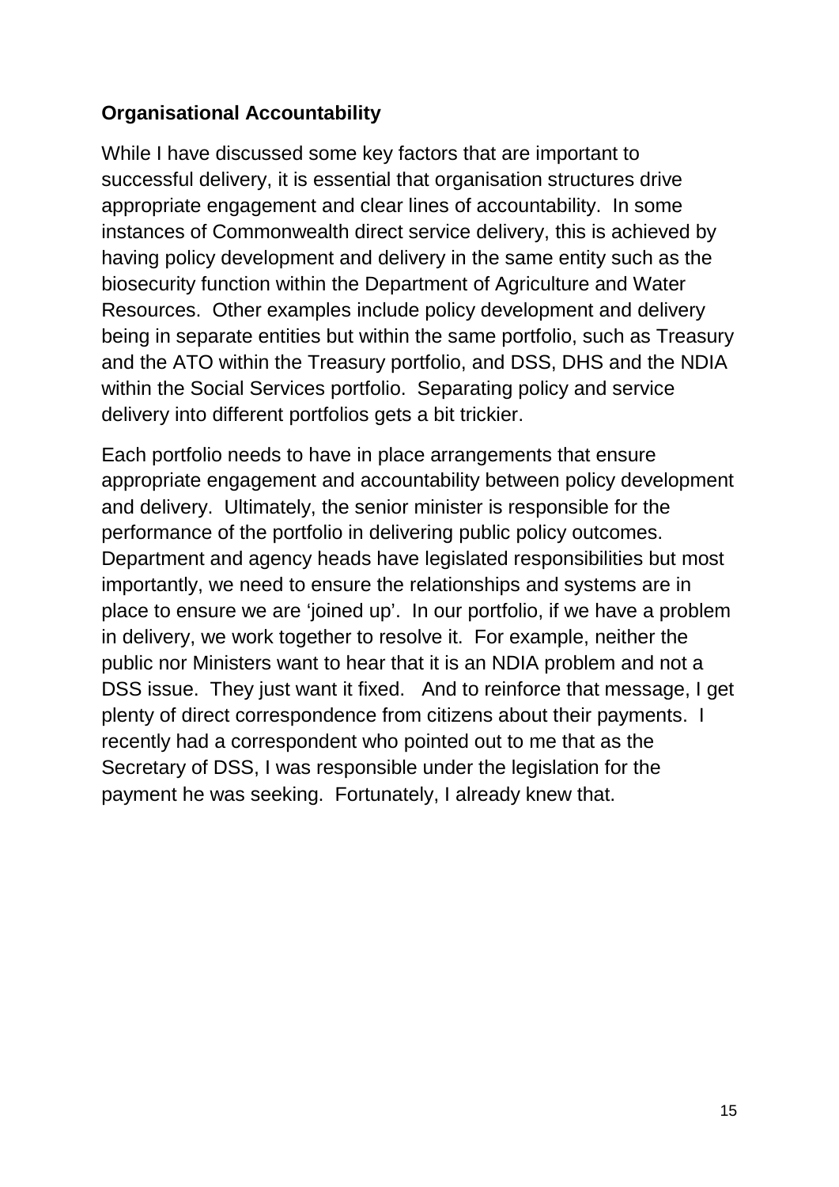**Organisational Accountability**

While I have discussed some key factors that are important to successful delivery, it is essential that organisation structures drive appropriate engagement and clear lines of accountability. In some instances of Commonwealth direct service delivery, this is achieved by having policy development and delivery in the same entity such as the biosecurity function within the Department of Agriculture and Water Resources. Other examples include policy development and delivery being in separate entities but within the same portfolio, such as Treasury and the ATO within the Treasury portfolio, and DSS, DHS and the NDIA within the Social Services portfolio. Separating policy and service delivery into different portfolios gets a bit trickier.

Each portfolio needs to have in place arrangements that ensure appropriate engagement and accountability between policy development and delivery. Ultimately, the senior minister is responsible for the performance of the portfolio in delivering public policy outcomes. Department and agency heads have legislated responsibilities but most importantly, we need to ensure the relationships and systems are in place to ensure we are 'joined up'. In our portfolio, if we have a problem in delivery, we work together to resolve it. For example, neither the public nor Ministers want to hear that it is an NDIA problem and not a DSS issue. They just want it fixed. And to reinforce that message, I get plenty of direct correspondence from citizens about their payments. I recently had a correspondent who pointed out to me that as the Secretary of DSS, I was responsible under the legislation for the payment he was seeking. Fortunately, I already knew that.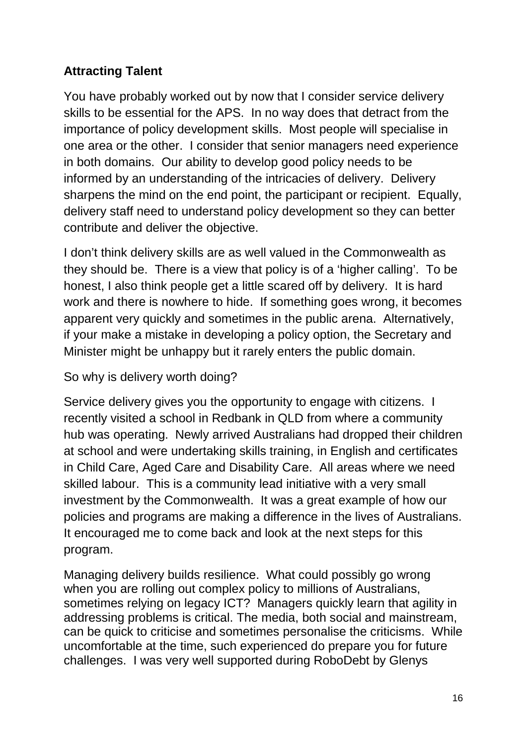### Attracting Talent

You have probably worked out by now that I consider service delivery skills to be essential for the APS. In no way does that detract from the importance of policy development skills. Most people will specialise in one area or the other. I consider that senior managers need experience in both domains. Our ability to develop good policy needs to be informed by an understanding of the intricacies of delivery. Delivery sharpens the mind on the end point, the participant or recipient. Equally, delivery staff need to understand policy development so they can better contribute and deliver the objective.

I don't think delivery skills are as well valued in the Commonwealth as they should be. There is a view that policy is of a 'higher calling'. To be honest, I also think people get a little scared off by delivery. It is hard work and there is nowhere to hide. If something goes wrong, it becomes apparent very quickly and sometimes in the public arena. Alternatively, if your make a mistake in developing a policy option, the Secretary and Minister might be unhappy but it rarely enters the public domain.

So why is delivery worth doing?

Service delivery gives you the opportunity to engage with citizens. I recently visited a school in Redbank in QLD from where a community hub was operating. Newly arrived Australians had dropped their children at school and were undertaking skills training, in English and certificates in Child Care, Aged Care and Disability Care. All areas where we need skilled labour. This is a community lead initiative with a very small investment by the Commonwealth. It was a great example of how our policies and programs are making a difference in the lives of Australians. It encouraged me to come back and look at the next steps for this program.

Managing delivery builds resilience. What could possibly go wrong when you are rolling out complex policy to millions of Australians, sometimes relying on legacy ICT? Managers quickly learn that agility in addressing problems is critical. The media, both social and mainstream, can be quick to criticise and sometimes personalise the criticisms. While uncomfortable at the time, such experienced do prepare you for future challenges. I was very well supported during RoboDebt by Glenys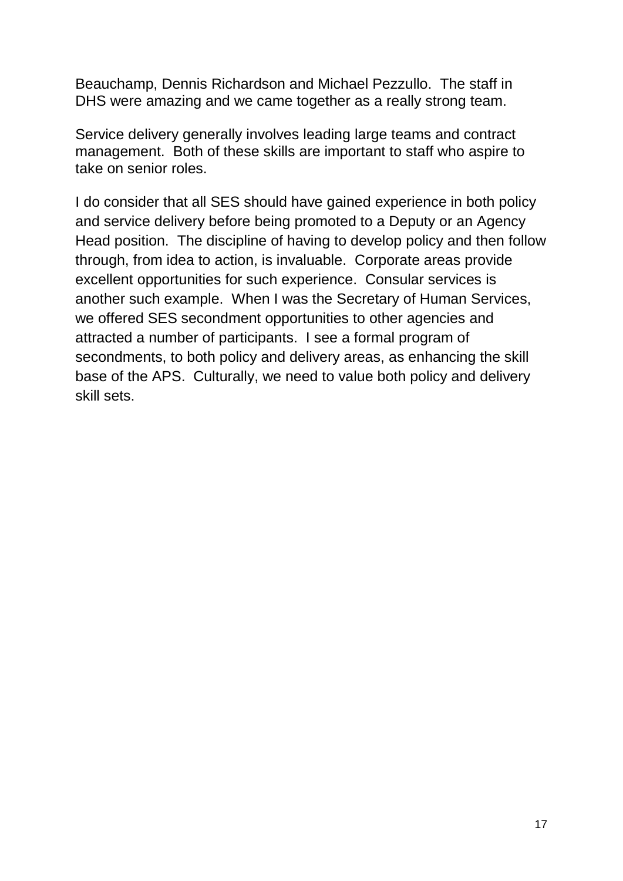Beauchamp, Dennis Richardson and Michael Pezzullo. The staff in DHS were amazing and we came together as a really strong team.

Service delivery generally involves leading large teams and contract management. Both of these skills are important to staff who aspire to take on senior roles.

I do consider that all SES should have gained experience in both policy and service delivery before being promoted to a Deputy or an Agency Head position. The discipline of having to develop policy and then follow through, from idea to action, is invaluable. Corporate areas provide excellent opportunities for such experience. Consular services is another such example. When I was the Secretary of Human Services, we offered SES secondment opportunities to other agencies and attracted a number of participants. I see a formal program of secondments, to both policy and delivery areas, as enhancing the skill base of the APS. Culturally, we need to value both policy and delivery skill sets.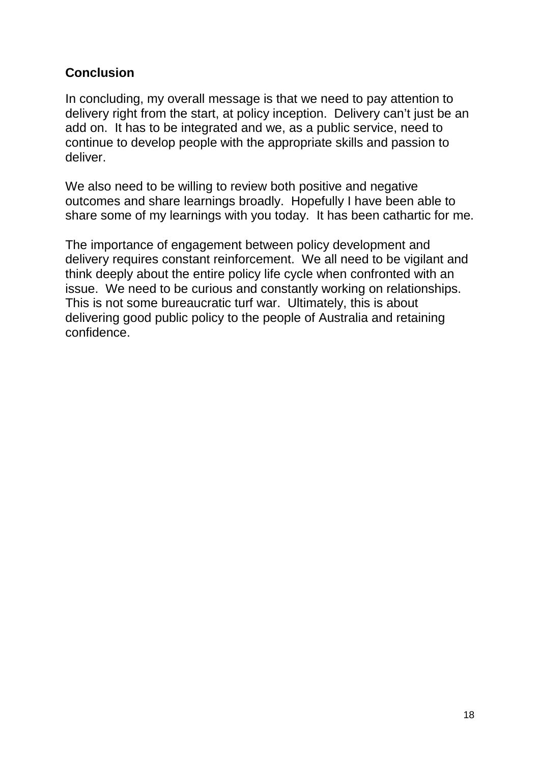## Conclusion

In concluding, my overall message is that we need to pay attention to delivery right from the start, at policy inception. Delivery can't just be an add on. It has to be integrated and we, as a public service, need to continue to develop people with the appropriate skills and passion to deliver.

We also need to be willing to review both positive and negative outcomes and share learnings broadly. Hopefully I have been able to share some of my learnings with you today. It has been cathartic for me.

The importance of engagement between policy development and delivery requires constant reinforcement. We all need to be vigilant and think deeply about the entire policy life cycle when confronted with an issue. We need to be curious and constantly working on relationships. This is not some bureaucratic turf war. Ultimately, this is about delivering good public policy to the people of Australia and retaining confidence.